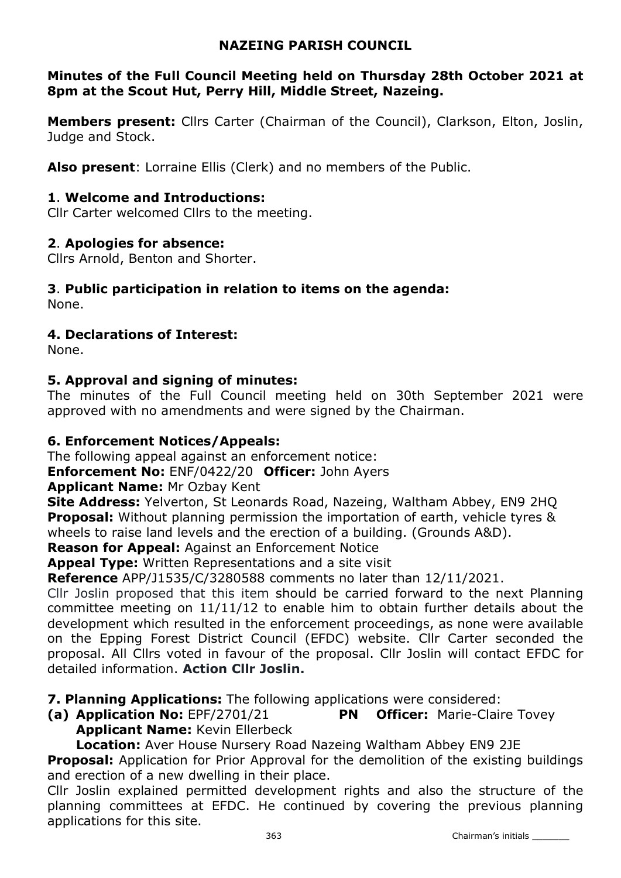# NAZEING PARISH COUNCIL

**Minutes of the Full Council Meeting held on Thursday 28th October 2021 at 8pm at the Scout Hut, Perry Hill, Middle Street, Nazeing.**

**Members present:** Cllrs Carter (Chairman of the Council), Clarkson, Elton, Joslin, Judge and Stock.

**Also present**: Lorraine Ellis (Clerk) and no members of the Public.

## 1. Welcome and Introductions:

Cllr Carter welcomed Cllrs to the meeting.

## 2. Apologies for absence:

Cllrs Arnold, Benton and Shorter.

## 3. Public participation in relation to items on the agenda:

None.

## 4. Declarations of Interest:

None.

## 5. Approval and signing of minutes:

The minutes of the Full Council meeting held on 30th September 2021 were approved with no amendments and were signed by the Chairman.

## 6. Enforcement Notices/Appeals:

The following appeal against an enforcement notice:

**Enforcement No:** ENF/0422/20 **Officer:** John Ayers

**Applicant Name:** Mr Ozbay Kent

**Site Address:** Yelverton, St Leonards Road, Nazeing, Waltham Abbey, EN9 2HQ

**Proposal:** Without planning permission the importation of earth, vehicle tyres & wheels to raise land levels and the erection of a building. (Grounds A&D).

**Reason for Appeal:** Against an Enforcement Notice

**Appeal Type:** Written Representations and a site visit

**Reference** APP/J1535/C/3280588 comments no later than 12/11/2021.

Cllr Joslin proposed that this item should be carried forward to the next Planning committee meeting on 11/11/12 to enable him to obtain further details about the development which resulted in the enforcement proceedings, as none were available on the Epping Forest District Council (EFDC) website. Cllr Carter seconded the proposal. All Cllrs voted in favour of the proposal. Cllr Joslin will contact EFDC for detailed information. **Action Cllr Joslin.**

**7. Planning Applications:** The following applications were considered:

**(a) Application No:** EPF/2701/21 **PN Officer:** Marie-Claire Tovey

**Applicant Name:** Kevin Ellerbeck

**Location:** Aver House Nursery Road Nazeing Waltham Abbey EN9 2JE

**Proposal:** Application for Prior Approval for the demolition of the existing buildings and erection of a new dwelling in their place.

Cllr Joslin explained permitted development rights and also the structure of the planning committees at EFDC. He continued by covering the previous planning applications for this site.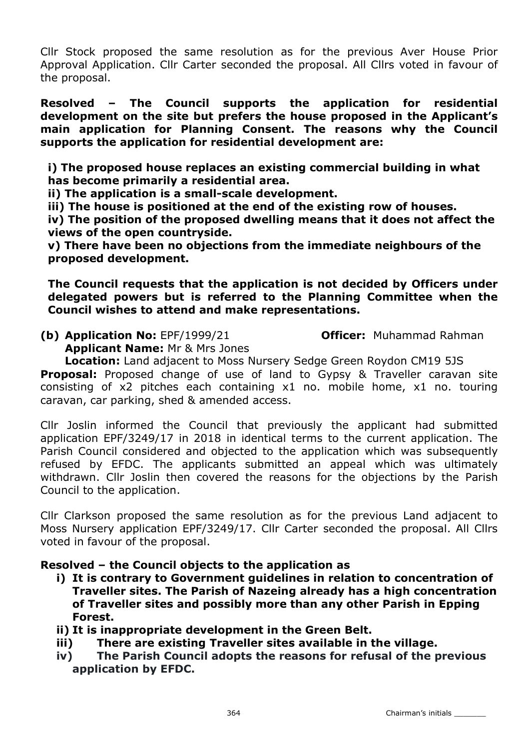Cllr Stock proposed the same resolution as for the previous Aver House Prior Approval Application. Cllr Carter seconded the proposal. All Cllrs voted in favour of the proposal.

**Resolved – The Council supports the application for residential development on the site but prefers the house proposed in the Applicant's main application for Planning Consent. The reasons why the Council supports the application for residential development are:**

**i) The proposed house replaces an existing commercial building in what has become primarily a residential area.**
**ii) The application is a small-scale development.**
**iii) The house is positioned at the end of the existing row of houses.**
**iv) The position of the proposed dwelling means that it does not affect the views of the open countryside.**
**v) There have been no objections from the immediate neighbours of the proposed development.**

**The Council requests that the application is not decided by Officers under delegated powers but is referred to the Planning Committee when the Council wishes to attend and make representations.**

**(b) Application No:** EPF/1999/21 **Officer:** Muhammad Rahman
**Applicant Name:** Mr & Mrs Jones
**Location:** Land adjacent to Moss Nursery Sedge Green Roydon CM19 5JS
**Proposal:** Proposed change of use of land to Gypsy & Traveller caravan site consisting of x2 pitches each containing x1 no. mobile home, x1 no. touring caravan, car parking, shed & amended access.

Cllr Joslin informed the Council that previously the applicant had submitted application EPF/3249/17 in 2018 in identical terms to the current application. The Parish Council considered and objected to the application which was subsequently refused by EFDC. The applicants submitted an appeal which was ultimately withdrawn. Cllr Joslin then covered the reasons for the objections by the Parish Council to the application.

Cllr Clarkson proposed the same resolution as for the previous Land adjacent to Moss Nursery application EPF/3249/17. Cllr Carter seconded the proposal. All Cllrs voted in favour of the proposal.

**Resolved – the Council objects to the application as**

**i) It is contrary to Government guidelines in relation to concentration of Traveller sites. The Parish of Nazeing already has a high concentration of Traveller sites and possibly more than any other Parish in Epping Forest.**
**ii) It is inappropriate development in the Green Belt.**
**iii) There are existing Traveller sites available in the village.**
**iv) The Parish Council adopts the reasons for refusal of the previous application by EFDC.**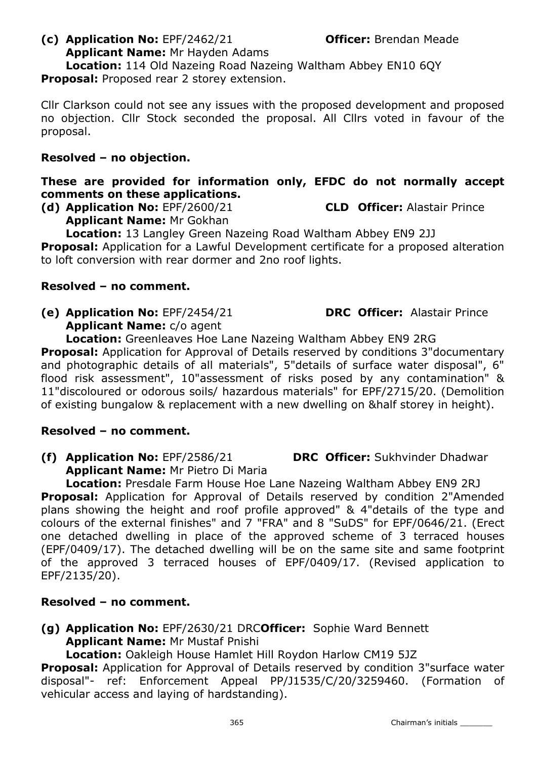**(c) Application No:** EPF/2462/21 **Officer:** Brendan Meade
**Applicant Name:** Mr Hayden Adams
**Location:** 114 Old Nazeing Road Nazeing Waltham Abbey EN10 6QY
**Proposal:** Proposed rear 2 storey extension.

Cllr Clarkson could not see any issues with the proposed development and proposed no objection. Cllr Stock seconded the proposal. All Cllrs voted in favour of the proposal.

**Resolved – no objection.**

**These are provided for information only, EFDC do not normally accept comments on these applications.**

**(d) Application No:** EPF/2600/21 **CLD Officer:** Alastair Prince
**Applicant Name:** Mr Gokhan
**Location:** 13 Langley Green Nazeing Road Waltham Abbey EN9 2JJ
**Proposal:** Application for a Lawful Development certificate for a proposed alteration to loft conversion with rear dormer and 2no roof lights.

**Resolved – no comment.**

**(e) Application No:** EPF/2454/21 **DRC Officer:** Alastair Prince
**Applicant Name:** c/o agent
**Location:** Greenleaves Hoe Lane Nazeing Waltham Abbey EN9 2RG
**Proposal:** Application for Approval of Details reserved by conditions 3"documentary and photographic details of all materials", 5"details of surface water disposal", 6" flood risk assessment", 10"assessment of risks posed by any contamination" & 11"discoloured or odorous soils/ hazardous materials" for EPF/2715/20. (Demolition of existing bungalow & replacement with a new dwelling on &half storey in height).

**Resolved – no comment.**

**(f) Application No:** EPF/2586/21 **DRC Officer:** Sukhvinder Dhadwar
**Applicant Name:** Mr Pietro Di Maria
**Location:** Presdale Farm House Hoe Lane Nazeing Waltham Abbey EN9 2RJ
**Proposal:** Application for Approval of Details reserved by condition 2"Amended plans showing the height and roof profile approved" & 4"details of the type and colours of the external finishes" and 7 "FRA" and 8 "SuDS" for EPF/0646/21. (Erect one detached dwelling in place of the approved scheme of 3 terraced houses (EPF/0409/17). The detached dwelling will be on the same site and same footprint of the approved 3 terraced houses of EPF/0409/17. (Revised application to EPF/2135/20).

**Resolved – no comment.**

**(g) Application No:** EPF/2630/21 DRC**Officer:** Sophie Ward Bennett
**Applicant Name:** Mr Mustaf Pnishi
**Location:** Oakleigh House Hamlet Hill Roydon Harlow CM19 5JZ
**Proposal:** Application for Approval of Details reserved by condition 3"surface water disposal"- ref: Enforcement Appeal PP/J1535/C/20/3259460. (Formation of vehicular access and laying of hardstanding).

Chairman's initials _______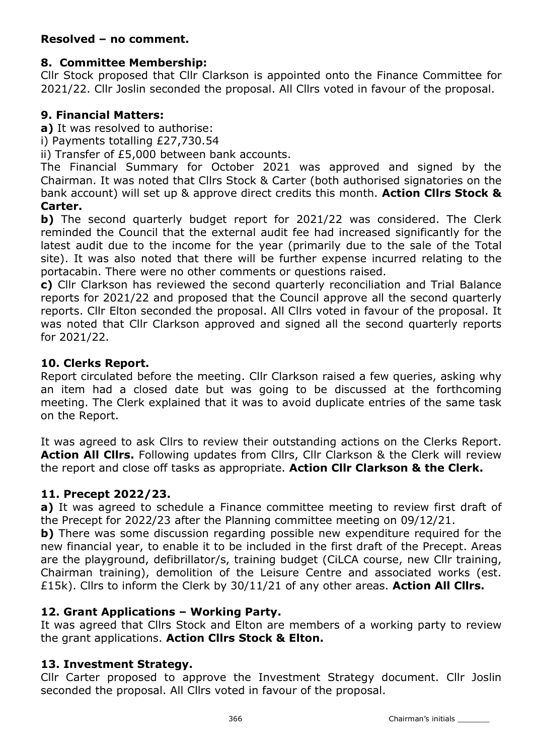**Resolved – no comment.**

### 8. Committee Membership:

Cllr Stock proposed that Cllr Clarkson is appointed onto the Finance Committee for 2021/22. Cllr Joslin seconded the proposal. All Cllrs voted in favour of the proposal.

### 9. Financial Matters:

**a)** It was resolved to authorise:

i) Payments totalling £27,730.54

ii) Transfer of £5,000 between bank accounts.

The Financial Summary for October 2021 was approved and signed by the Chairman. It was noted that Cllrs Stock & Carter (both authorised signatories on the bank account) will set up & approve direct credits this month. **Action Cllrs Stock & Carter.**

**b)** The second quarterly budget report for 2021/22 was considered. The Clerk reminded the Council that the external audit fee had increased significantly for the latest audit due to the income for the year (primarily due to the sale of the Total site). It was also noted that there will be further expense incurred relating to the portacabin. There were no other comments or questions raised.

**c)** Cllr Clarkson has reviewed the second quarterly reconciliation and Trial Balance reports for 2021/22 and proposed that the Council approve all the second quarterly reports. Cllr Elton seconded the proposal. All Cllrs voted in favour of the proposal. It was noted that Cllr Clarkson approved and signed all the second quarterly reports for 2021/22.

### 10. Clerks Report.

Report circulated before the meeting. Cllr Clarkson raised a few queries, asking why an item had a closed date but was going to be discussed at the forthcoming meeting. The Clerk explained that it was to avoid duplicate entries of the same task on the Report.

It was agreed to ask Cllrs to review their outstanding actions on the Clerks Report. **Action All Cllrs.** Following updates from Cllrs, Cllr Clarkson & the Clerk will review the report and close off tasks as appropriate. **Action Cllr Clarkson & the Clerk.**

### 11. Precept 2022/23.

**a)** It was agreed to schedule a Finance committee meeting to review first draft of the Precept for 2022/23 after the Planning committee meeting on 09/12/21.

**b)** There was some discussion regarding possible new expenditure required for the new financial year, to enable it to be included in the first draft of the Precept. Areas are the playground, defibrillator/s, training budget (CiLCA course, new Cllr training, Chairman training), demolition of the Leisure Centre and associated works (est. £15k). Cllrs to inform the Clerk by 30/11/21 of any other areas. **Action All Cllrs.**

### 12. Grant Applications – Working Party.

It was agreed that Cllrs Stock and Elton are members of a working party to review the grant applications. **Action Cllrs Stock & Elton.**

### 13. Investment Strategy.

Cllr Carter proposed to approve the Investment Strategy document. Cllr Joslin seconded the proposal. All Cllrs voted in favour of the proposal.

Chairman's initials _______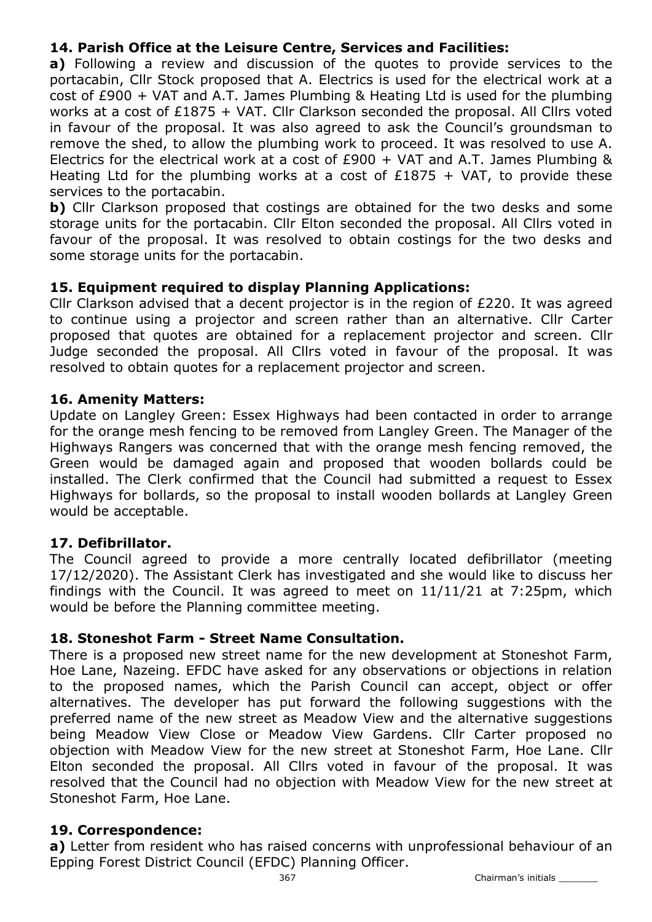### 14. Parish Office at the Leisure Centre, Services and Facilities:

**a)** Following a review and discussion of the quotes to provide services to the portacabin, Cllr Stock proposed that A. Electrics is used for the electrical work at a cost of £900 + VAT and A.T. James Plumbing & Heating Ltd is used for the plumbing works at a cost of £1875 + VAT. Cllr Clarkson seconded the proposal. All Cllrs voted in favour of the proposal. It was also agreed to ask the Council's groundsman to remove the shed, to allow the plumbing work to proceed. It was resolved to use A. Electrics for the electrical work at a cost of £900 + VAT and A.T. James Plumbing & Heating Ltd for the plumbing works at a cost of £1875 + VAT, to provide these services to the portacabin.

**b)** Cllr Clarkson proposed that costings are obtained for the two desks and some storage units for the portacabin. Cllr Elton seconded the proposal. All Cllrs voted in favour of the proposal. It was resolved to obtain costings for the two desks and some storage units for the portacabin.

### 15. Equipment required to display Planning Applications:

Cllr Clarkson advised that a decent projector is in the region of £220. It was agreed to continue using a projector and screen rather than an alternative. Cllr Carter proposed that quotes are obtained for a replacement projector and screen. Cllr Judge seconded the proposal. All Cllrs voted in favour of the proposal. It was resolved to obtain quotes for a replacement projector and screen.

### 16. Amenity Matters:

Update on Langley Green: Essex Highways had been contacted in order to arrange for the orange mesh fencing to be removed from Langley Green. The Manager of the Highways Rangers was concerned that with the orange mesh fencing removed, the Green would be damaged again and proposed that wooden bollards could be installed. The Clerk confirmed that the Council had submitted a request to Essex Highways for bollards, so the proposal to install wooden bollards at Langley Green would be acceptable.

### 17. Defibrillator.

The Council agreed to provide a more centrally located defibrillator (meeting 17/12/2020). The Assistant Clerk has investigated and she would like to discuss her findings with the Council. It was agreed to meet on 11/11/21 at 7:25pm, which would be before the Planning committee meeting.

### 18. Stoneshot Farm - Street Name Consultation.

There is a proposed new street name for the new development at Stoneshot Farm, Hoe Lane, Nazeing. EFDC have asked for any observations or objections in relation to the proposed names, which the Parish Council can accept, object or offer alternatives. The developer has put forward the following suggestions with the preferred name of the new street as Meadow View and the alternative suggestions being Meadow View Close or Meadow View Gardens. Cllr Carter proposed no objection with Meadow View for the new street at Stoneshot Farm, Hoe Lane. Cllr Elton seconded the proposal. All Cllrs voted in favour of the proposal. It was resolved that the Council had no objection with Meadow View for the new street at Stoneshot Farm, Hoe Lane.

### 19. Correspondence:

**a)** Letter from resident who has raised concerns with unprofessional behaviour of an Epping Forest District Council (EFDC) Planning Officer.

Chairman's initials _______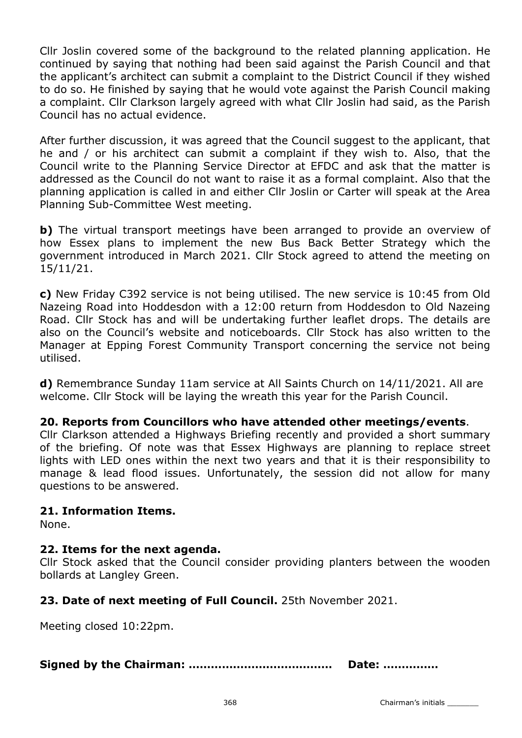Cllr Joslin covered some of the background to the related planning application. He continued by saying that nothing had been said against the Parish Council and that the applicant's architect can submit a complaint to the District Council if they wished to do so. He finished by saying that he would vote against the Parish Council making a complaint. Cllr Clarkson largely agreed with what Cllr Joslin had said, as the Parish Council has no actual evidence.

After further discussion, it was agreed that the Council suggest to the applicant, that he and / or his architect can submit a complaint if they wish to. Also, that the Council write to the Planning Service Director at EFDC and ask that the matter is addressed as the Council do not want to raise it as a formal complaint. Also that the planning application is called in and either Cllr Joslin or Carter will speak at the Area Planning Sub-Committee West meeting.

**b)** The virtual transport meetings have been arranged to provide an overview of how Essex plans to implement the new Bus Back Better Strategy which the government introduced in March 2021. Cllr Stock agreed to attend the meeting on 15/11/21.

**c)** New Friday C392 service is not being utilised. The new service is 10:45 from Old Nazeing Road into Hoddesdon with a 12:00 return from Hoddesdon to Old Nazeing Road. Cllr Stock has and will be undertaking further leaflet drops. The details are also on the Council's website and noticeboards. Cllr Stock has also written to the Manager at Epping Forest Community Transport concerning the service not being utilised.

**d)** Remembrance Sunday 11am service at All Saints Church on 14/11/2021. All are welcome. Cllr Stock will be laying the wreath this year for the Parish Council.

### 20. Reports from Councillors who have attended other meetings/events.

Cllr Clarkson attended a Highways Briefing recently and provided a short summary of the briefing. Of note was that Essex Highways are planning to replace street lights with LED ones within the next two years and that it is their responsibility to manage & lead flood issues. Unfortunately, the session did not allow for many questions to be answered.

### 21. Information Items.

None.

### 22. Items for the next agenda.

Cllr Stock asked that the Council consider providing planters between the wooden bollards at Langley Green.

### 23. Date of next meeting of Full Council. 25th November 2021.

Meeting closed 10:22pm.

**Signed by the Chairman: ………………………………… Date: ……………**

Chairman's initials _______